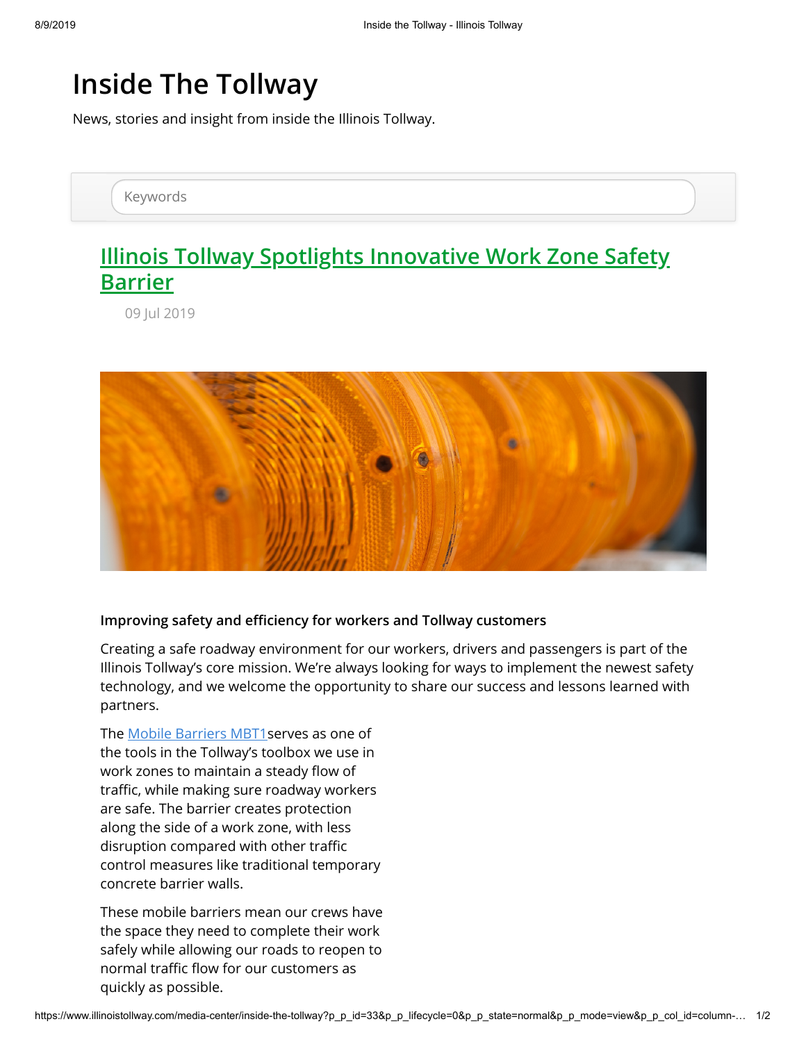# Inside The Tollway

News, stories and insight from inside the Illinois Tollway.

Keywords

## Illinois Tollway Spotlights Innovative Work Zone Safety Barrier

09 Jul 2019

**Improving safety and efficiency for workers and Tollway customers**

Creating a safe roadway environment for our workers, drivers and passengers is part of the Illinois Tollway's core mission. We're always looking for ways to implement the newest safety technology, and we welcome the opportunity to share our success and lessons learned with partners.

The Mobile Barriers MBT1serves as one of the tools in the Tollway's toolbox we use in work zones to maintain a steady flow of traffic, while making sure roadway workers are safe. The barrier creates protection along the side of a work zone, with less disruption compared with other traffic control measures like traditional temporary concrete barrier walls.

These mobile barriers mean our crews have the space they need to complete their work safely while allowing our roads to reopen to normal traffic flow for our customers as quickly as possible.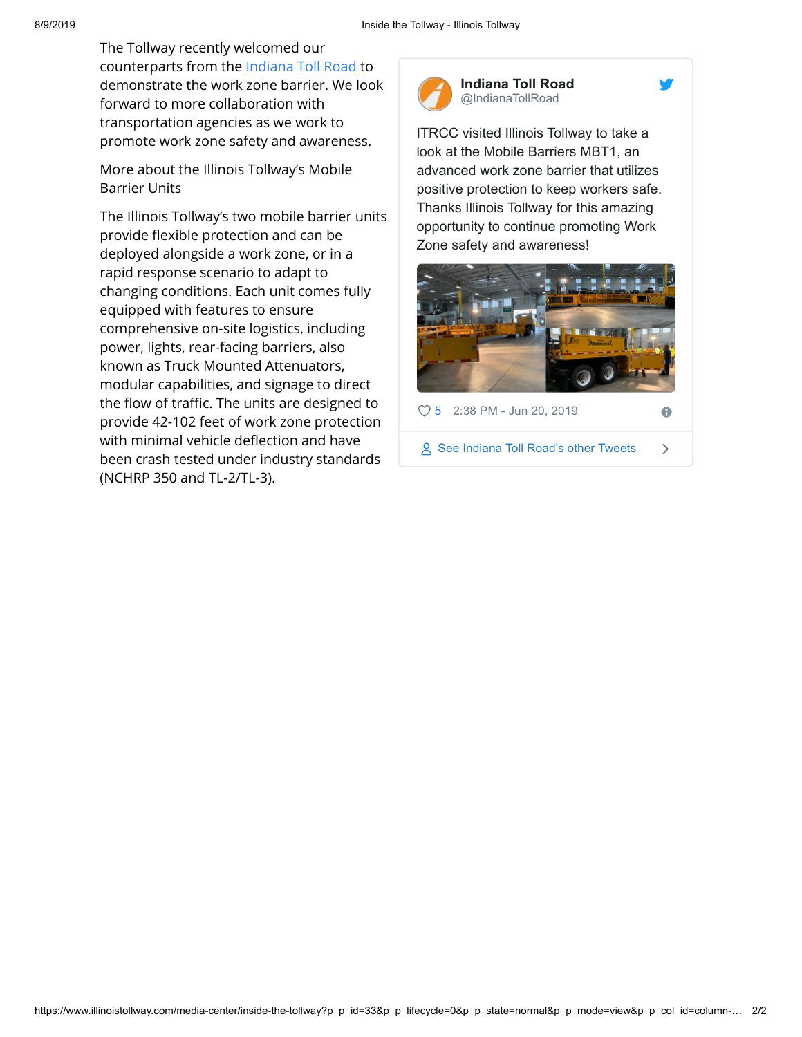The Tollway recently welcomed our counterparts from the [Indiana Toll Road](#) to demonstrate the work zone barrier. We look forward to more collaboration with transportation agencies as we work to promote work zone safety and awareness.

More about the Illinois Tollway's Mobile Barrier Units

The Illinois Tollway's two mobile barrier units provide flexible protection and can be deployed alongside a work zone, or in a rapid response scenario to adapt to changing conditions. Each unit comes fully equipped with features to ensure comprehensive on-site logistics, including power, lights, rear-facing barriers, also known as Truck Mounted Attenuators, modular capabilities, and signage to direct the flow of traffic. The units are designed to provide 42-102 feet of work zone protection with minimal vehicle deflection and have been crash tested under industry standards (NCHRP 350 and TL-2/TL-3).

**Indiana Toll Road**
@IndianaTollRoad

ITRCC visited Illinois Tollway to take a look at the Mobile Barriers MBT1, an advanced work zone barrier that utilizes positive protection to keep workers safe. Thanks Illinois Tollway for this amazing opportunity to continue promoting Work Zone safety and awareness!

♡ 5   2:38 PM - Jun 20, 2019

See Indiana Toll Road's other Tweets